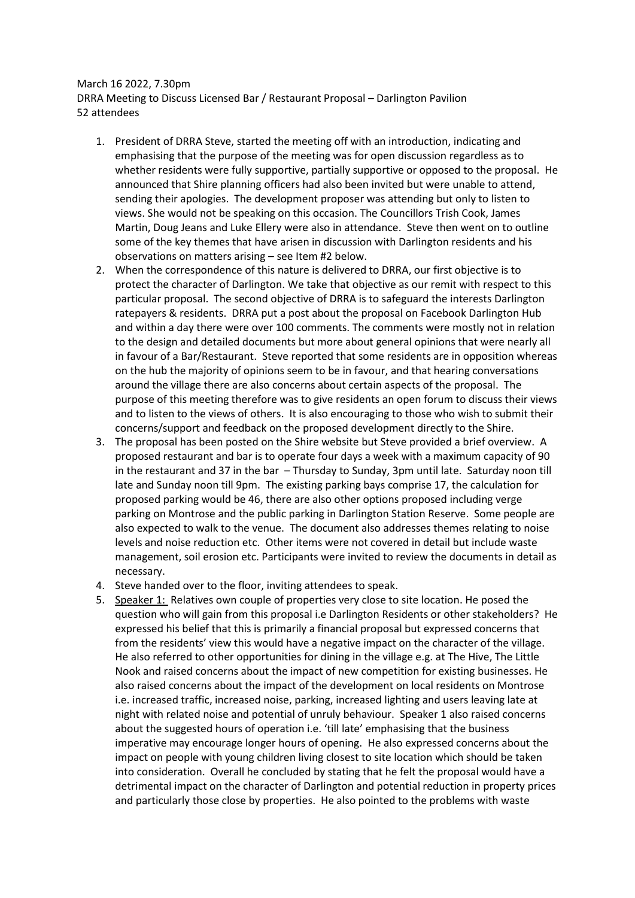March 16 2022, 7.30pm
DRRA Meeting to Discuss Licensed Bar / Restaurant Proposal – Darlington Pavilion
52 attendees

1. President of DRRA Steve, started the meeting off with an introduction, indicating and emphasising that the purpose of the meeting was for open discussion regardless as to whether residents were fully supportive, partially supportive or opposed to the proposal. He announced that Shire planning officers had also been invited but were unable to attend, sending their apologies. The development proposer was attending but only to listen to views. She would not be speaking on this occasion. The Councillors Trish Cook, James Martin, Doug Jeans and Luke Ellery were also in attendance. Steve then went on to outline some of the key themes that have arisen in discussion with Darlington residents and his observations on matters arising – see Item #2 below.
2. When the correspondence of this nature is delivered to DRRA, our first objective is to protect the character of Darlington. We take that objective as our remit with respect to this particular proposal. The second objective of DRRA is to safeguard the interests Darlington ratepayers & residents. DRRA put a post about the proposal on Facebook Darlington Hub and within a day there were over 100 comments. The comments were mostly not in relation to the design and detailed documents but more about general opinions that were nearly all in favour of a Bar/Restaurant. Steve reported that some residents are in opposition whereas on the hub the majority of opinions seem to be in favour, and that hearing conversations around the village there are also concerns about certain aspects of the proposal. The purpose of this meeting therefore was to give residents an open forum to discuss their views and to listen to the views of others. It is also encouraging to those who wish to submit their concerns/support and feedback on the proposed development directly to the Shire.
3. The proposal has been posted on the Shire website but Steve provided a brief overview. A proposed restaurant and bar is to operate four days a week with a maximum capacity of 90 in the restaurant and 37 in the bar – Thursday to Sunday, 3pm until late. Saturday noon till late and Sunday noon till 9pm. The existing parking bays comprise 17, the calculation for proposed parking would be 46, there are also other options proposed including verge parking on Montrose and the public parking in Darlington Station Reserve. Some people are also expected to walk to the venue. The document also addresses themes relating to noise levels and noise reduction etc. Other items were not covered in detail but include waste management, soil erosion etc. Participants were invited to review the documents in detail as necessary.
4. Steve handed over to the floor, inviting attendees to speak.
5. Speaker 1: Relatives own couple of properties very close to site location. He posed the question who will gain from this proposal i.e Darlington Residents or other stakeholders? He expressed his belief that this is primarily a financial proposal but expressed concerns that from the residents' view this would have a negative impact on the character of the Village. He also referred to other opportunities for dining in the village e.g. at The Hive, The Little Nook and raised concerns about the impact of new competition for existing businesses. He also raised concerns about the impact of the development on local residents on Montrose i.e. increased traffic, increased noise, parking, increased lighting and users leaving late at night with related noise and potential of unruly behaviour. Speaker 1 also raised concerns about the suggested hours of operation i.e. 'till late' emphasising that the business imperative may encourage longer hours of opening. He also expressed concerns about the impact on people with young children living closest to site location which should be taken into consideration. Overall he concluded by stating that he felt the proposal would have a detrimental impact on the character of Darlington and potential reduction in property prices and particularly those close by properties. He also pointed to the problems with waste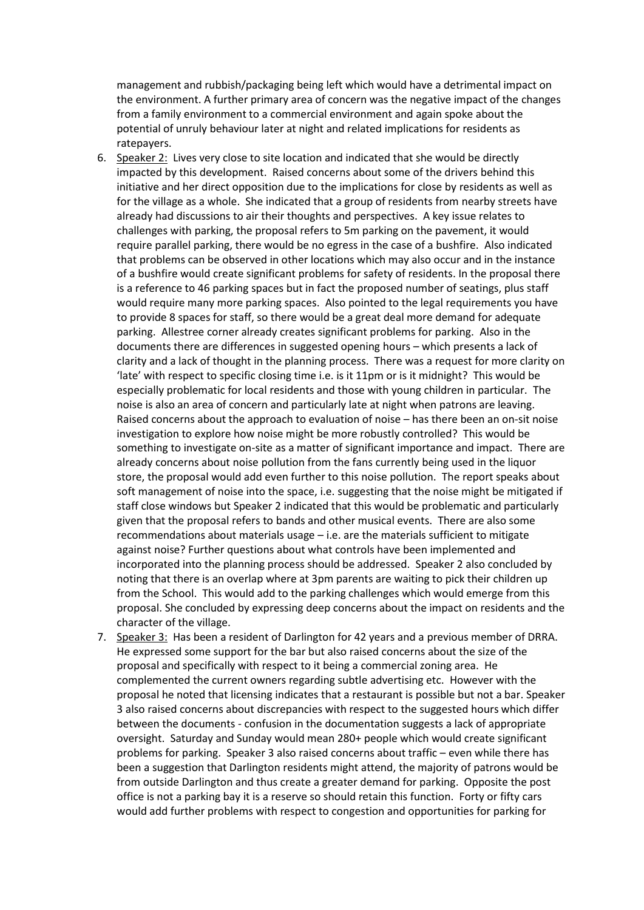management and rubbish/packaging being left which would have a detrimental impact on the environment. A further primary area of concern was the negative impact of the changes from a family environment to a commercial environment and again spoke about the potential of unruly behaviour later at night and related implications for residents as ratepayers.

6. Speaker 2: Lives very close to site location and indicated that she would be directly impacted by this development. Raised concerns about some of the drivers behind this initiative and her direct opposition due to the implications for close by residents as well as for the village as a whole. She indicated that a group of residents from nearby streets have already had discussions to air their thoughts and perspectives. A key issue relates to challenges with parking, the proposal refers to 5m parking on the pavement, it would require parallel parking, there would be no egress in the case of a bushfire. Also indicated that problems can be observed in other locations which may also occur and in the instance of a bushfire would create significant problems for safety of residents. In the proposal there is a reference to 46 parking spaces but in fact the proposed number of seatings, plus staff would require many more parking spaces. Also pointed to the legal requirements you have to provide 8 spaces for staff, so there would be a great deal more demand for adequate parking. Allestree corner already creates significant problems for parking. Also in the documents there are differences in suggested opening hours – which presents a lack of clarity and a lack of thought in the planning process. There was a request for more clarity on 'late' with respect to specific closing time i.e. is it 11pm or is it midnight? This would be especially problematic for local residents and those with young children in particular. The noise is also an area of concern and particularly late at night when patrons are leaving. Raised concerns about the approach to evaluation of noise – has there been an on-sit noise investigation to explore how noise might be more robustly controlled? This would be something to investigate on-site as a matter of significant importance and impact. There are already concerns about noise pollution from the fans currently being used in the liquor store, the proposal would add even further to this noise pollution. The report speaks about soft management of noise into the space, i.e. suggesting that the noise might be mitigated if staff close windows but Speaker 2 indicated that this would be problematic and particularly given that the proposal refers to bands and other musical events. There are also some recommendations about materials usage – i.e. are the materials sufficient to mitigate against noise? Further questions about what controls have been implemented and incorporated into the planning process should be addressed. Speaker 2 also concluded by noting that there is an overlap where at 3pm parents are waiting to pick their children up from the School. This would add to the parking challenges which would emerge from this proposal. She concluded by expressing deep concerns about the impact on residents and the character of the village.
7. Speaker 3: Has been a resident of Darlington for 42 years and a previous member of DRRA. He expressed some support for the bar but also raised concerns about the size of the proposal and specifically with respect to it being a commercial zoning area. He complemented the current owners regarding subtle advertising etc. However with the proposal he noted that licensing indicates that a restaurant is possible but not a bar. Speaker 3 also raised concerns about discrepancies with respect to the suggested hours which differ between the documents - confusion in the documentation suggests a lack of appropriate oversight. Saturday and Sunday would mean 280+ people which would create significant problems for parking. Speaker 3 also raised concerns about traffic – even while there has been a suggestion that Darlington residents might attend, the majority of patrons would be from outside Darlington and thus create a greater demand for parking. Opposite the post office is not a parking bay it is a reserve so should retain this function. Forty or fifty cars would add further problems with respect to congestion and opportunities for parking for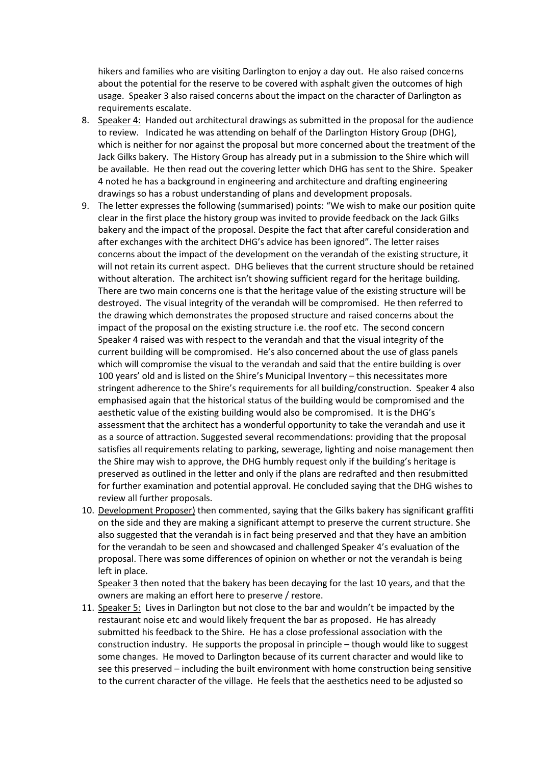hikers and families who are visiting Darlington to enjoy a day out. He also raised concerns about the potential for the reserve to be covered with asphalt given the outcomes of high usage. Speaker 3 also raised concerns about the impact on the character of Darlington as requirements escalate.

8. Speaker 4: Handed out architectural drawings as submitted in the proposal for the audience to review. Indicated he was attending on behalf of the Darlington History Group (DHG), which is neither for nor against the proposal but more concerned about the treatment of the Jack Gilks bakery. The History Group has already put in a submission to the Shire which will be available. He then read out the covering letter which DHG has sent to the Shire. Speaker 4 noted he has a background in engineering and architecture and drafting engineering drawings so has a robust understanding of plans and development proposals.
9. The letter expresses the following (summarised) points: "We wish to make our position quite clear in the first place the history group was invited to provide feedback on the Jack Gilks bakery and the impact of the proposal. Despite the fact that after careful consideration and after exchanges with the architect DHG's advice has been ignored". The letter raises concerns about the impact of the development on the verandah of the existing structure, it will not retain its current aspect. DHG believes that the current structure should be retained without alteration. The architect isn't showing sufficient regard for the heritage building. There are two main concerns one is that the heritage value of the existing structure will be destroyed. The visual integrity of the verandah will be compromised. He then referred to the drawing which demonstrates the proposed structure and raised concerns about the impact of the proposal on the existing structure i.e. the roof etc. The second concern Speaker 4 raised was with respect to the verandah and that the visual integrity of the current building will be compromised. He's also concerned about the use of glass panels which will compromise the visual to the verandah and said that the entire building is over 100 years' old and is listed on the Shire's Municipal Inventory – this necessitates more stringent adherence to the Shire's requirements for all building/construction. Speaker 4 also emphasised again that the historical status of the building would be compromised and the aesthetic value of the existing building would also be compromised. It is the DHG's assessment that the architect has a wonderful opportunity to take the verandah and use it as a source of attraction. Suggested several recommendations: providing that the proposal satisfies all requirements relating to parking, sewerage, lighting and noise management then the Shire may wish to approve, the DHG humbly request only if the building's heritage is preserved as outlined in the letter and only if the plans are redrafted and then resubmitted for further examination and potential approval. He concluded saying that the DHG wishes to review all further proposals.
10. Development Proposer) then commented, saying that the Gilks bakery has significant graffiti on the side and they are making a significant attempt to preserve the current structure. She also suggested that the verandah is in fact being preserved and that they have an ambition for the verandah to be seen and showcased and challenged Speaker 4's evaluation of the proposal. There was some differences of opinion on whether or not the verandah is being left in place.
    Speaker 3 then noted that the bakery has been decaying for the last 10 years, and that the owners are making an effort here to preserve / restore.
11. Speaker 5: Lives in Darlington but not close to the bar and wouldn't be impacted by the restaurant noise etc and would likely frequent the bar as proposed. He has already submitted his feedback to the Shire. He has a close professional association with the construction industry. He supports the proposal in principle – though would like to suggest some changes. He moved to Darlington because of its current character and would like to see this preserved – including the built environment with home construction being sensitive to the current character of the village. He feels that the aesthetics need to be adjusted so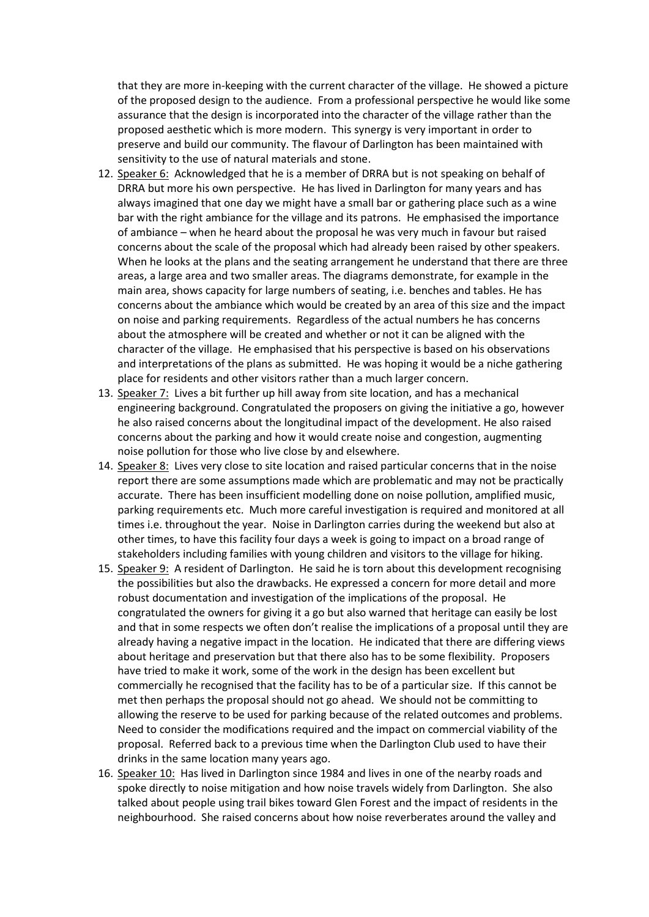that they are more in-keeping with the current character of the village. He showed a picture of the proposed design to the audience. From a professional perspective he would like some assurance that the design is incorporated into the character of the village rather than the proposed aesthetic which is more modern. This synergy is very important in order to preserve and build our community. The flavour of Darlington has been maintained with sensitivity to the use of natural materials and stone.

12. Speaker 6: Acknowledged that he is a member of DRRA but is not speaking on behalf of DRRA but more his own perspective. He has lived in Darlington for many years and has always imagined that one day we might have a small bar or gathering place such as a wine bar with the right ambiance for the village and its patrons. He emphasised the importance of ambiance – when he heard about the proposal he was very much in favour but raised concerns about the scale of the proposal which had already been raised by other speakers. When he looks at the plans and the seating arrangement he understand that there are three areas, a large area and two smaller areas. The diagrams demonstrate, for example in the main area, shows capacity for large numbers of seating, i.e. benches and tables. He has concerns about the ambiance which would be created by an area of this size and the impact on noise and parking requirements. Regardless of the actual numbers he has concerns about the atmosphere will be created and whether or not it can be aligned with the character of the village. He emphasised that his perspective is based on his observations and interpretations of the plans as submitted. He was hoping it would be a niche gathering place for residents and other visitors rather than a much larger concern.
13. Speaker 7: Lives a bit further up hill away from site location, and has a mechanical engineering background. Congratulated the proposers on giving the initiative a go, however he also raised concerns about the longitudinal impact of the development. He also raised concerns about the parking and how it would create noise and congestion, augmenting noise pollution for those who live close by and elsewhere.
14. Speaker 8: Lives very close to site location and raised particular concerns that in the noise report there are some assumptions made which are problematic and may not be practically accurate. There has been insufficient modelling done on noise pollution, amplified music, parking requirements etc. Much more careful investigation is required and monitored at all times i.e. throughout the year. Noise in Darlington carries during the weekend but also at other times, to have this facility four days a week is going to impact on a broad range of stakeholders including families with young children and visitors to the village for hiking.
15. Speaker 9: A resident of Darlington. He said he is torn about this development recognising the possibilities but also the drawbacks. He expressed a concern for more detail and more robust documentation and investigation of the implications of the proposal. He congratulated the owners for giving it a go but also warned that heritage can easily be lost and that in some respects we often don't realise the implications of a proposal until they are already having a negative impact in the location. He indicated that there are differing views about heritage and preservation but that there also has to be some flexibility. Proposers have tried to make it work, some of the work in the design has been excellent but commercially he recognised that the facility has to be of a particular size. If this cannot be met then perhaps the proposal should not go ahead. We should not be committing to allowing the reserve to be used for parking because of the related outcomes and problems. Need to consider the modifications required and the impact on commercial viability of the proposal. Referred back to a previous time when the Darlington Club used to have their drinks in the same location many years ago.
16. Speaker 10: Has lived in Darlington since 1984 and lives in one of the nearby roads and spoke directly to noise mitigation and how noise travels widely from Darlington. She also talked about people using trail bikes toward Glen Forest and the impact of residents in the neighbourhood. She raised concerns about how noise reverberates around the valley and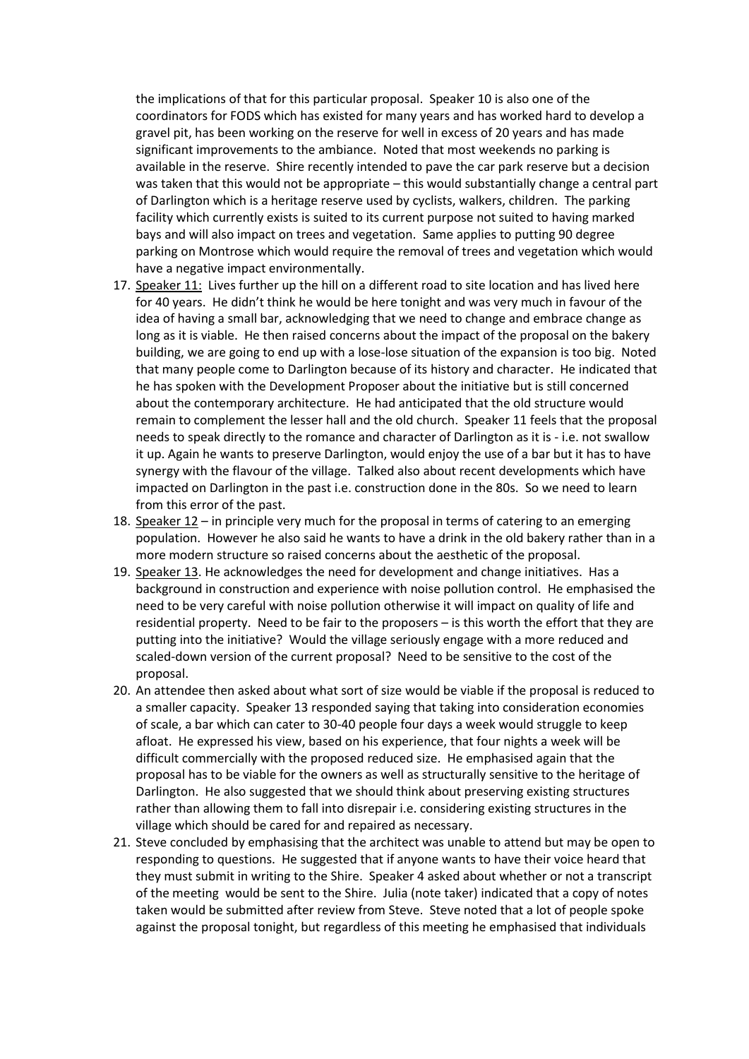the implications of that for this particular proposal. Speaker 10 is also one of the coordinators for FODS which has existed for many years and has worked hard to develop a gravel pit, has been working on the reserve for well in excess of 20 years and has made significant improvements to the ambiance. Noted that most weekends no parking is available in the reserve. Shire recently intended to pave the car park reserve but a decision was taken that this would not be appropriate – this would substantially change a central part of Darlington which is a heritage reserve used by cyclists, walkers, children. The parking facility which currently exists is suited to its current purpose not suited to having marked bays and will also impact on trees and vegetation. Same applies to putting 90 degree parking on Montrose which would require the removal of trees and vegetation which would have a negative impact environmentally.

17. Speaker 11: Lives further up the hill on a different road to site location and has lived here for 40 years. He didn't think he would be here tonight and was very much in favour of the idea of having a small bar, acknowledging that we need to change and embrace change as long as it is viable. He then raised concerns about the impact of the proposal on the bakery building, we are going to end up with a lose-lose situation of the expansion is too big. Noted that many people come to Darlington because of its history and character. He indicated that he has spoken with the Development Proposer about the initiative but is still concerned about the contemporary architecture. He had anticipated that the old structure would remain to complement the lesser hall and the old church. Speaker 11 feels that the proposal needs to speak directly to the romance and character of Darlington as it is - i.e. not swallow it up. Again he wants to preserve Darlington, would enjoy the use of a bar but it has to have synergy with the flavour of the village. Talked also about recent developments which have impacted on Darlington in the past i.e. construction done in the 80s. So we need to learn from this error of the past.
18. Speaker 12 – in principle very much for the proposal in terms of catering to an emerging population. However he also said he wants to have a drink in the old bakery rather than in a more modern structure so raised concerns about the aesthetic of the proposal.
19. Speaker 13. He acknowledges the need for development and change initiatives. Has a background in construction and experience with noise pollution control. He emphasised the need to be very careful with noise pollution otherwise it will impact on quality of life and residential property. Need to be fair to the proposers – is this worth the effort that they are putting into the initiative? Would the village seriously engage with a more reduced and scaled-down version of the current proposal? Need to be sensitive to the cost of the proposal.
20. An attendee then asked about what sort of size would be viable if the proposal is reduced to a smaller capacity. Speaker 13 responded saying that taking into consideration economies of scale, a bar which can cater to 30-40 people four days a week would struggle to keep afloat. He expressed his view, based on his experience, that four nights a week will be difficult commercially with the proposed reduced size. He emphasised again that the proposal has to be viable for the owners as well as structurally sensitive to the heritage of Darlington. He also suggested that we should think about preserving existing structures rather than allowing them to fall into disrepair i.e. considering existing structures in the village which should be cared for and repaired as necessary.
21. Steve concluded by emphasising that the architect was unable to attend but may be open to responding to questions. He suggested that if anyone wants to have their voice heard that they must submit in writing to the Shire. Speaker 4 asked about whether or not a transcript of the meeting would be sent to the Shire. Julia (note taker) indicated that a copy of notes taken would be submitted after review from Steve. Steve noted that a lot of people spoke against the proposal tonight, but regardless of this meeting he emphasised that individuals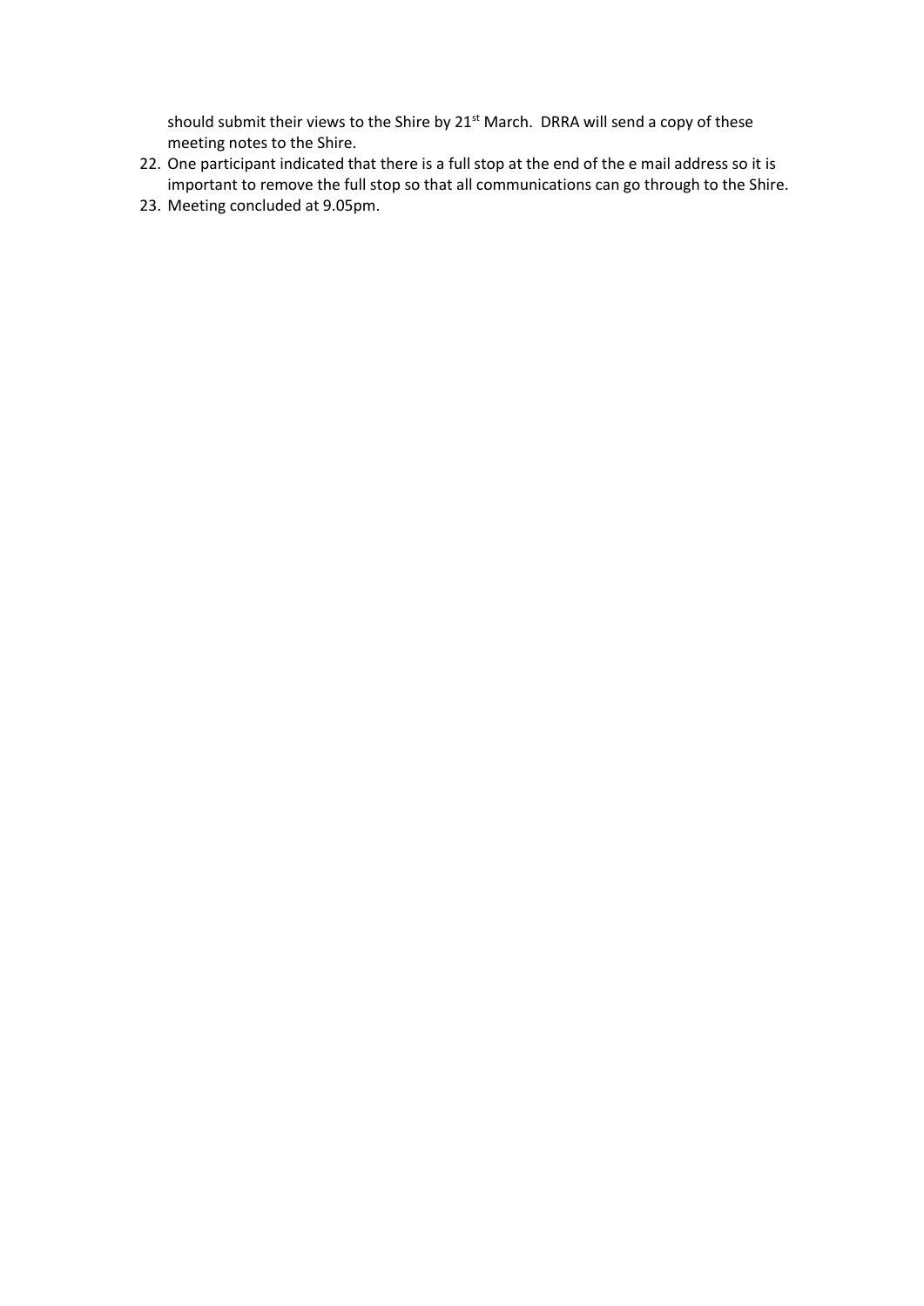should submit their views to the Shire by 21st March. DRRA will send a copy of these meeting notes to the Shire.

22. One participant indicated that there is a full stop at the end of the e mail address so it is important to remove the full stop so that all communications can go through to the Shire.
23. Meeting concluded at 9.05pm.